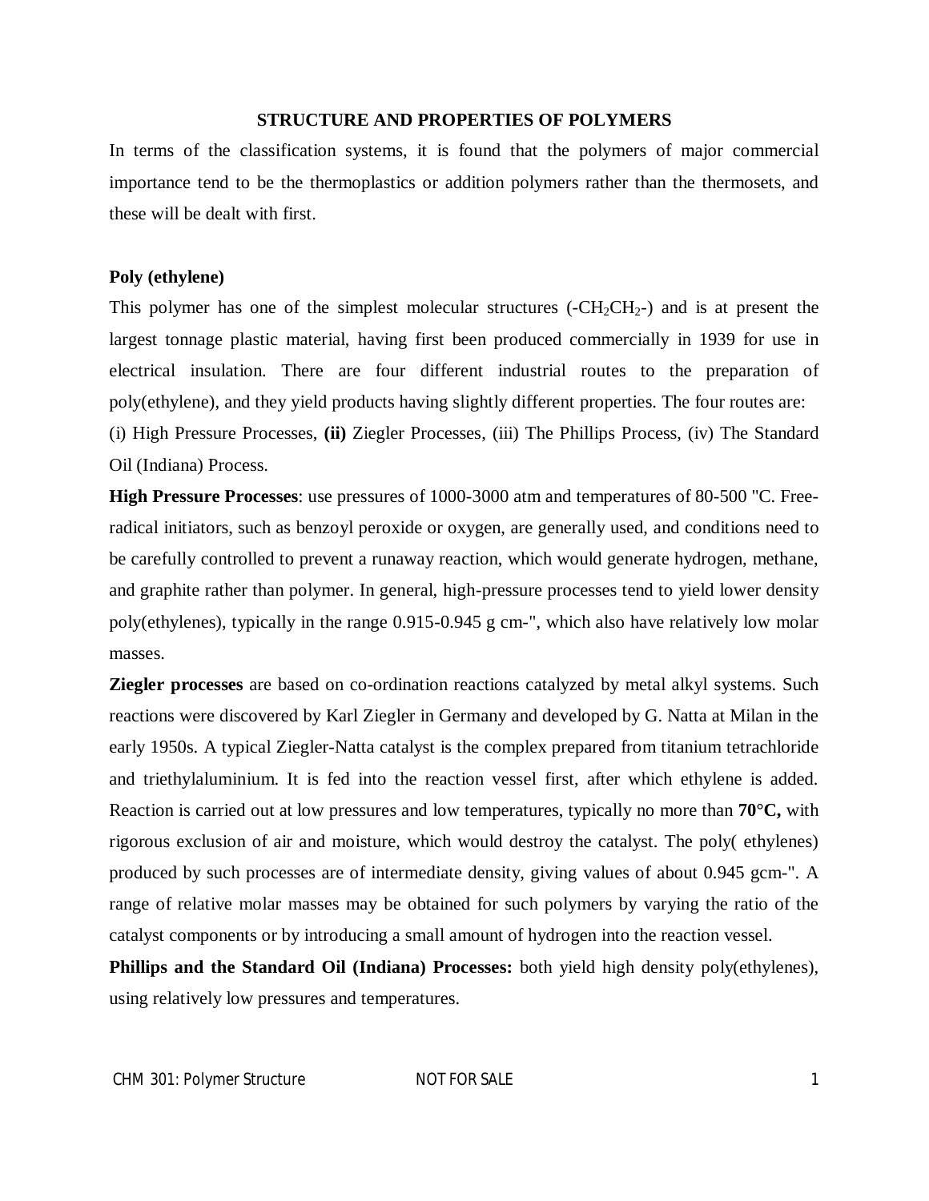# STRUCTURE AND PROPERTIES OF POLYMERS

In terms of the classification systems, it is found that the polymers of major commercial importance tend to be the thermoplastics or addition polymers rather than the thermosets, and these will be dealt with first.

## Poly (ethylene)

This polymer has one of the simplest molecular structures ($-CH_2CH_2-$) and is at present the largest tonnage plastic material, having first been produced commercially in 1939 for use in electrical insulation. There are four different industrial routes to the preparation of poly(ethylene), and they yield products having slightly different properties. The four routes are: (i) High Pressure Processes, **(ii)** Ziegler Processes, (iii) The Phillips Process, (iv) The Standard Oil (Indiana) Process.

**High Pressure Processes**: use pressures of 1000-3000 atm and temperatures of 80-500 "C. Free-radical initiators, such as benzoyl peroxide or oxygen, are generally used, and conditions need to be carefully controlled to prevent a runaway reaction, which would generate hydrogen, methane, and graphite rather than polymer. In general, high-pressure processes tend to yield lower density poly(ethylenes), typically in the range 0.915-0.945 g cm-", which also have relatively low molar masses.

**Ziegler processes** are based on co-ordination reactions catalyzed by metal alkyl systems. Such reactions were discovered by Karl Ziegler in Germany and developed by G. Natta at Milan in the early 1950s. A typical Ziegler-Natta catalyst is the complex prepared from titanium tetrachloride and triethylaluminium. It is fed into the reaction vessel first, after which ethylene is added. Reaction is carried out at low pressures and low temperatures, typically no more than **70°C,** with rigorous exclusion of air and moisture, which would destroy the catalyst. The poly( ethylenes) produced by such processes are of intermediate density, giving values of about 0.945 gcm-". A range of relative molar masses may be obtained for such polymers by varying the ratio of the catalyst components or by introducing a small amount of hydrogen into the reaction vessel.

**Phillips and the Standard Oil (Indiana) Processes:** both yield high density poly(ethylenes), using relatively low pressures and temperatures.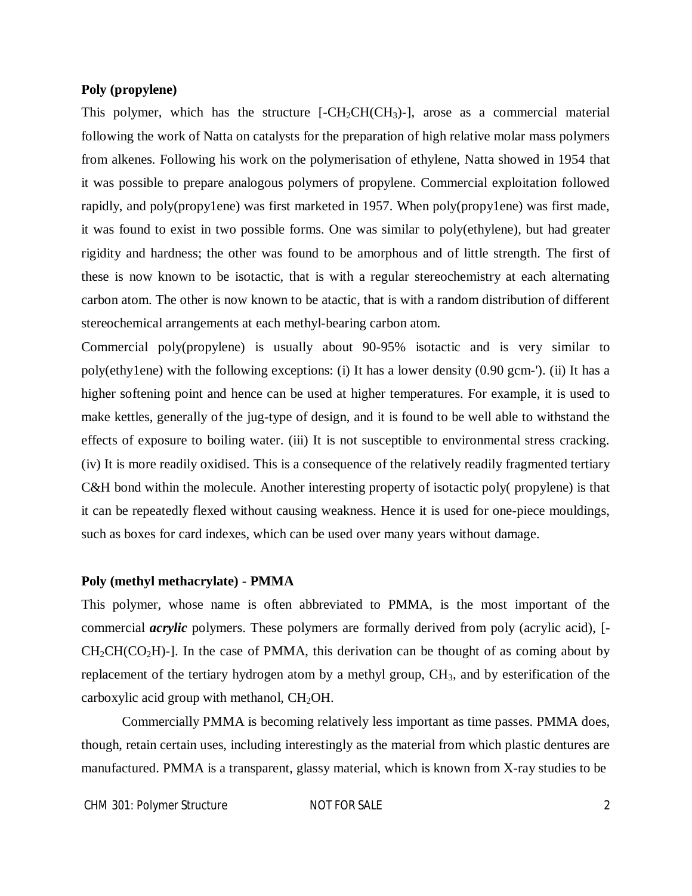**Poly (propylene)**

This polymer, which has the structure [-$CH_2CH(CH_3)$-], arose as a commercial material following the work of Natta on catalysts for the preparation of high relative molar mass polymers from alkenes. Following his work on the polymerisation of ethylene, Natta showed in 1954 that it was possible to prepare analogous polymers of propylene. Commercial exploitation followed rapidly, and poly(propy1ene) was first marketed in 1957. When poly(propy1ene) was first made, it was found to exist in two possible forms. One was similar to poly(ethylene), but had greater rigidity and hardness; the other was found to be amorphous and of little strength. The first of these is now known to be isotactic, that is with a regular stereochemistry at each alternating carbon atom. The other is now known to be atactic, that is with a random distribution of different stereochemical arrangements at each methyl-bearing carbon atom.

Commercial poly(propylene) is usually about 90-95% isotactic and is very similar to poly(ethy1ene) with the following exceptions: (i) It has a lower density (0.90 gcm-'). (ii) It has a higher softening point and hence can be used at higher temperatures. For example, it is used to make kettles, generally of the jug-type of design, and it is found to be well able to withstand the effects of exposure to boiling water. (iii) It is not susceptible to environmental stress cracking. (iv) It is more readily oxidised. This is a consequence of the relatively readily fragmented tertiary C&H bond within the molecule. Another interesting property of isotactic poly( propylene) is that it can be repeatedly flexed without causing weakness. Hence it is used for one-piece mouldings, such as boxes for card indexes, which can be used over many years without damage.

**Poly (methyl methacrylate) - PMMA**

This polymer, whose name is often abbreviated to PMMA, is the most important of the commercial ***acrylic*** polymers. These polymers are formally derived from poly (acrylic acid), [-$CH_2CH(CO_2H)$-]. In the case of PMMA, this derivation can be thought of as coming about by replacement of the tertiary hydrogen atom by a methyl group, $CH_3$, and by esterification of the carboxylic acid group with methanol, $CH_2OH$.

Commercially PMMA is becoming relatively less important as time passes. PMMA does, though, retain certain uses, including interestingly as the material from which plastic dentures are manufactured. PMMA is a transparent, glassy material, which is known from X-ray studies to be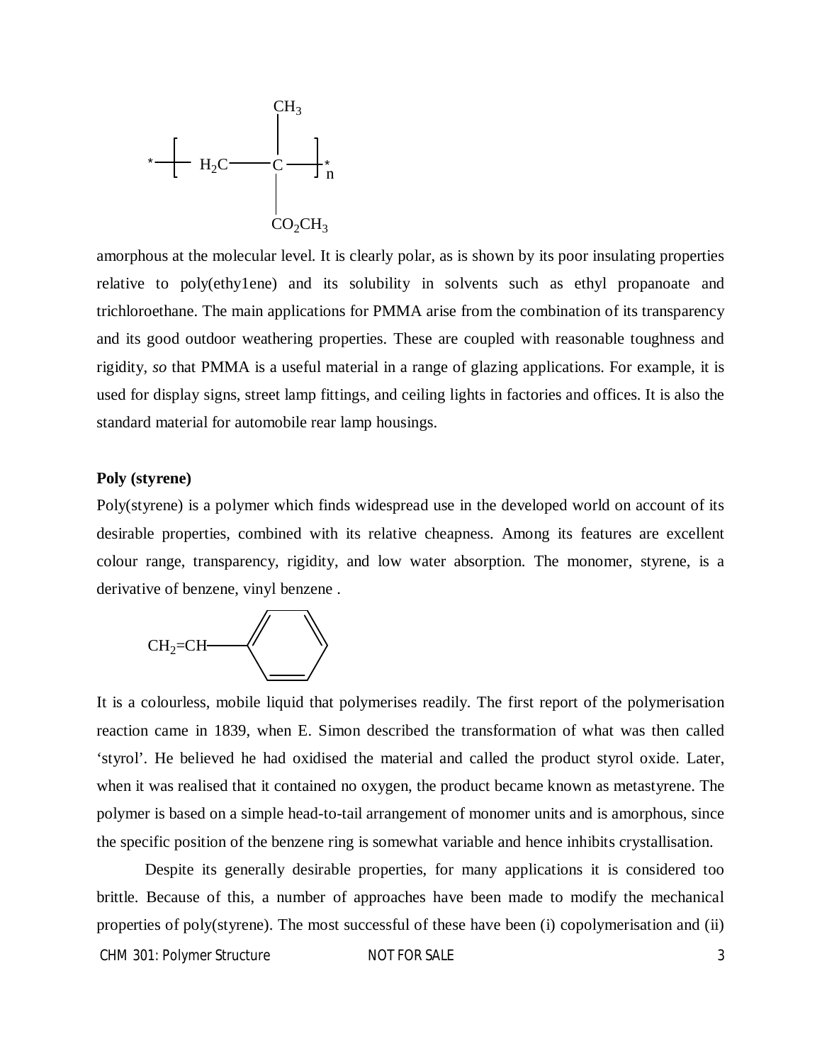$$*\!\left[\!-H_2C-\overset{\displaystyle CH_3}{\underset{\displaystyle CO_2CH_3}{\overset{|}{\underset{|}{C}}}}-\right]_n^{\!*}$$

amorphous at the molecular level. It is clearly polar, as is shown by its poor insulating properties relative to poly(ethy1ene) and its solubility in solvents such as ethyl propanoate and trichloroethane. The main applications for PMMA arise from the combination of its transparency and its good outdoor weathering properties. These are coupled with reasonable toughness and rigidity, *so* that PMMA is a useful material in a range of glazing applications. For example, it is used for display signs, street lamp fittings, and ceiling lights in factories and offices. It is also the standard material for automobile rear lamp housings.

**Poly (styrene)**

Poly(styrene) is a polymer which finds widespread use in the developed world on account of its desirable properties, combined with its relative cheapness. Among its features are excellent colour range, transparency, rigidity, and low water absorption. The monomer, styrene, is a derivative of benzene, vinyl benzene .

$$CH_2{=}CH-C_6H_5$$

It is a colourless, mobile liquid that polymerises readily. The first report of the polymerisation reaction came in 1839, when E. Simon described the transformation of what was then called 'styrol'. He believed he had oxidised the material and called the product styrol oxide. Later, when it was realised that it contained no oxygen, the product became known as metastyrene. The polymer is based on a simple head-to-tail arrangement of monomer units and is amorphous, since the specific position of the benzene ring is somewhat variable and hence inhibits crystallisation.

Despite its generally desirable properties, for many applications it is considered too brittle. Because of this, a number of approaches have been made to modify the mechanical properties of poly(styrene). The most successful of these have been (i) copolymerisation and (ii)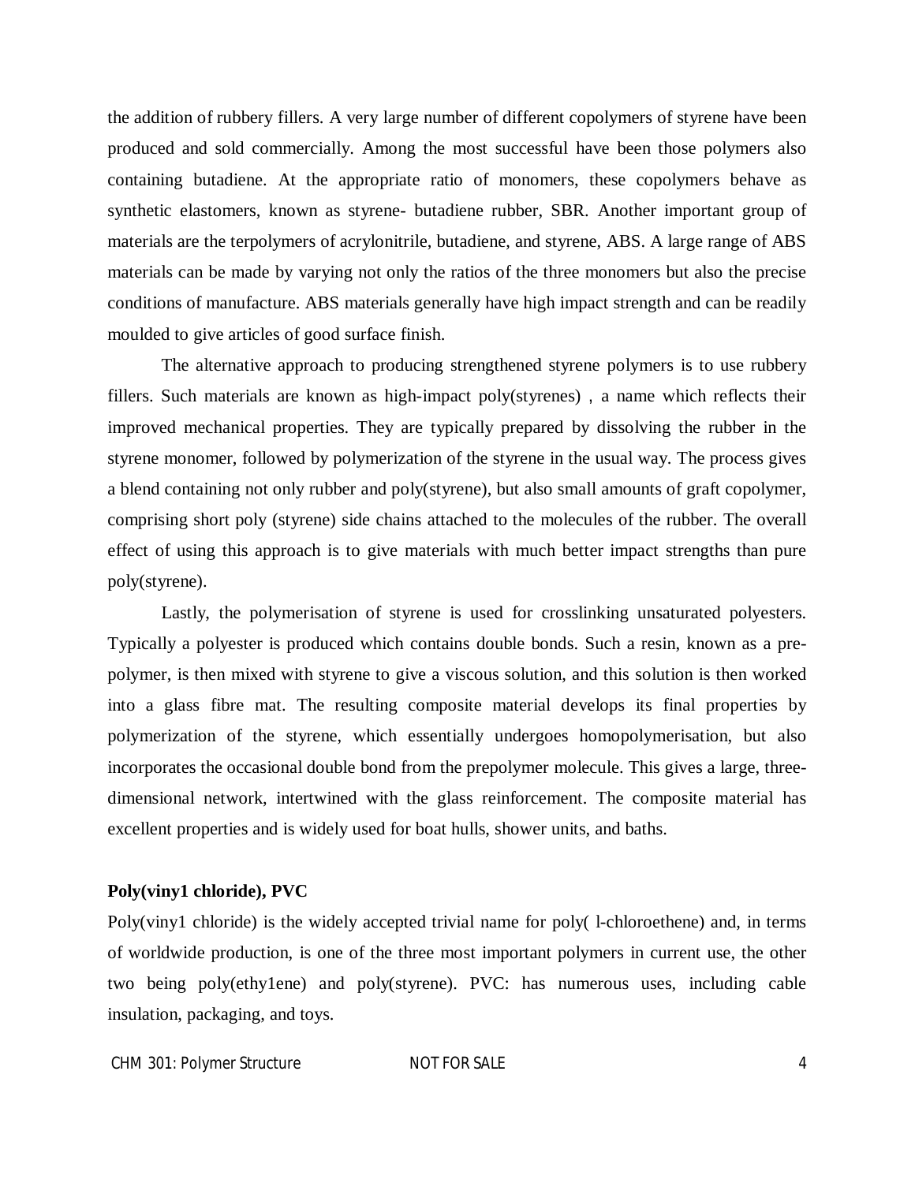the addition of rubbery fillers. A very large number of different copolymers of styrene have been produced and sold commercially. Among the most successful have been those polymers also containing butadiene. At the appropriate ratio of monomers, these copolymers behave as synthetic elastomers, known as styrene- butadiene rubber, SBR. Another important group of materials are the terpolymers of acrylonitrile, butadiene, and styrene, ABS. A large range of ABS materials can be made by varying not only the ratios of the three monomers but also the precise conditions of manufacture. ABS materials generally have high impact strength and can be readily moulded to give articles of good surface finish.

The alternative approach to producing strengthened styrene polymers is to use rubbery fillers. Such materials are known as high-impact poly(styrenes) , a name which reflects their improved mechanical properties. They are typically prepared by dissolving the rubber in the styrene monomer, followed by polymerization of the styrene in the usual way. The process gives a blend containing not only rubber and poly(styrene), but also small amounts of graft copolymer, comprising short poly (styrene) side chains attached to the molecules of the rubber. The overall effect of using this approach is to give materials with much better impact strengths than pure poly(styrene).

Lastly, the polymerisation of styrene is used for crosslinking unsaturated polyesters. Typically a polyester is produced which contains double bonds. Such a resin, known as a pre-polymer, is then mixed with styrene to give a viscous solution, and this solution is then worked into a glass fibre mat. The resulting composite material develops its final properties by polymerization of the styrene, which essentially undergoes homopolymerisation, but also incorporates the occasional double bond from the prepolymer molecule. This gives a large, three-dimensional network, intertwined with the glass reinforcement. The composite material has excellent properties and is widely used for boat hulls, shower units, and baths.

**Poly(viny1 chloride), PVC**

Poly(viny1 chloride) is the widely accepted trivial name for poly( l-chloroethene) and, in terms of worldwide production, is one of the three most important polymers in current use, the other two being poly(ethy1ene) and poly(styrene). PVC: has numerous uses, including cable insulation, packaging, and toys.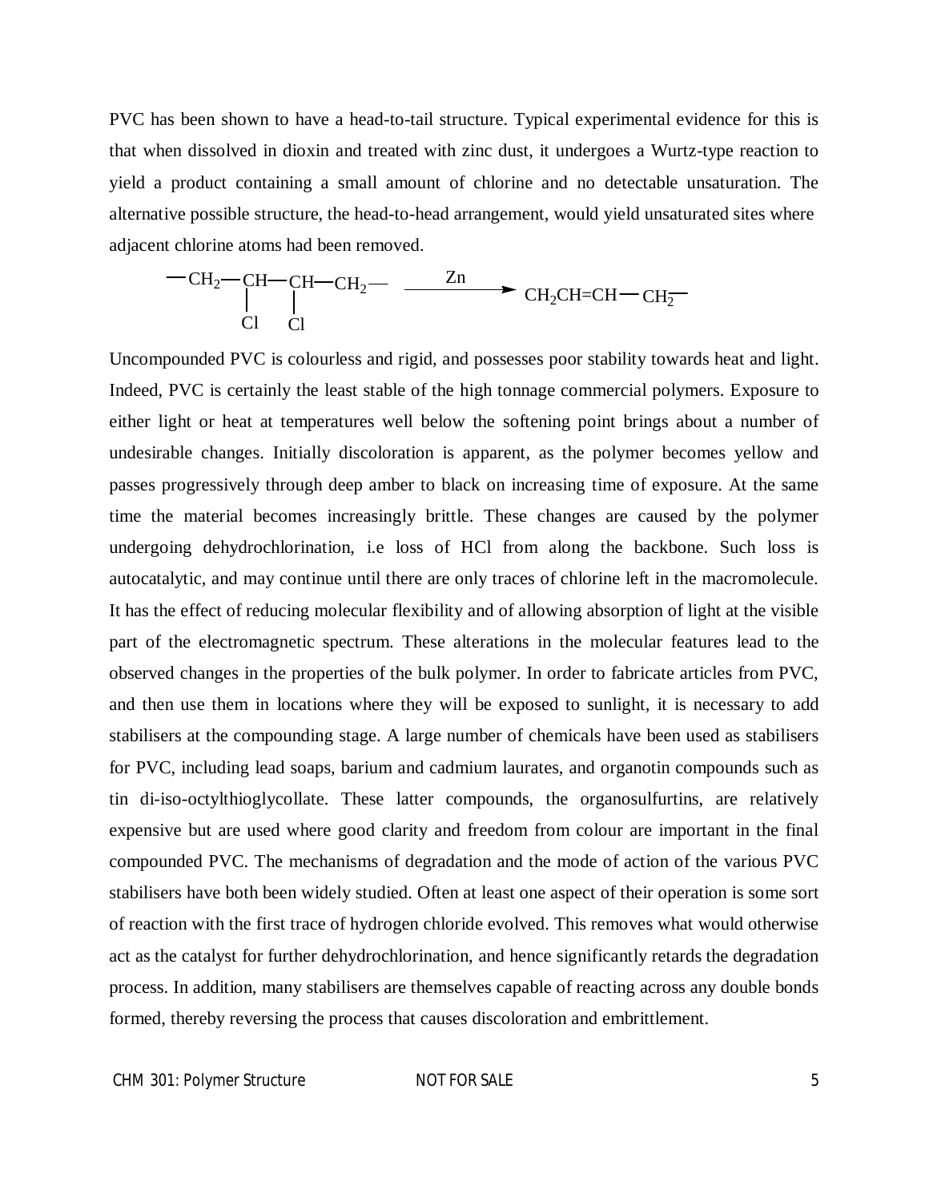PVC has been shown to have a head-to-tail structure. Typical experimental evidence for this is that when dissolved in dioxin and treated with zinc dust, it undergoes a Wurtz-type reaction to yield a product containing a small amount of chlorine and no detectable unsaturation. The alternative possible structure, the head-to-head arrangement, would yield unsaturated sites where adjacent chlorine atoms had been removed.

$$-CH_2-\underset{\underset{Cl}{|}}{CH}-\underset{\underset{Cl}{|}}{CH}-CH_2- \xrightarrow{Zn} CH_2CH{=}CH-CH_2-$$

Uncompounded PVC is colourless and rigid, and possesses poor stability towards heat and light. Indeed, PVC is certainly the least stable of the high tonnage commercial polymers. Exposure to either light or heat at temperatures well below the softening point brings about a number of undesirable changes. Initially discoloration is apparent, as the polymer becomes yellow and passes progressively through deep amber to black on increasing time of exposure. At the same time the material becomes increasingly brittle. These changes are caused by the polymer undergoing dehydrochlorination, i.e loss of HCl from along the backbone. Such loss is autocatalytic, and may continue until there are only traces of chlorine left in the macromolecule. It has the effect of reducing molecular flexibility and of allowing absorption of light at the visible part of the electromagnetic spectrum. These alterations in the molecular features lead to the observed changes in the properties of the bulk polymer. In order to fabricate articles from PVC, and then use them in locations where they will be exposed to sunlight, it is necessary to add stabilisers at the compounding stage. A large number of chemicals have been used as stabilisers for PVC, including lead soaps, barium and cadmium laurates, and organotin compounds such as tin di-iso-octylthioglycollate. These latter compounds, the organosulfurtins, are relatively expensive but are used where good clarity and freedom from colour are important in the final compounded PVC. The mechanisms of degradation and the mode of action of the various PVC stabilisers have both been widely studied. Often at least one aspect of their operation is some sort of reaction with the first trace of hydrogen chloride evolved. This removes what would otherwise act as the catalyst for further dehydrochlorination, and hence significantly retards the degradation process. In addition, many stabilisers are themselves capable of reacting across any double bonds formed, thereby reversing the process that causes discoloration and embrittlement.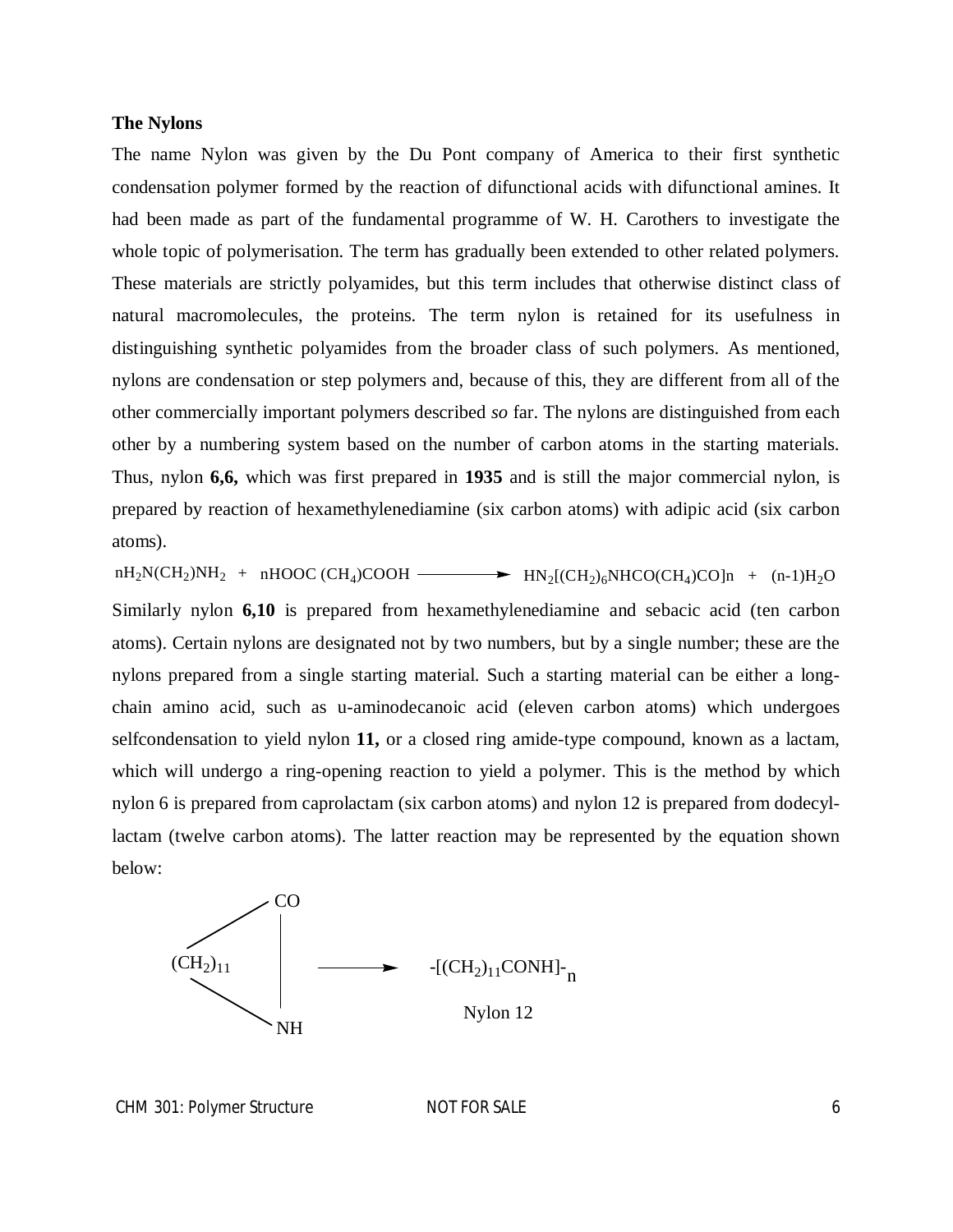**The Nylons**

The name Nylon was given by the Du Pont company of America to their first synthetic condensation polymer formed by the reaction of difunctional acids with difunctional amines. It had been made as part of the fundamental programme of W. H. Carothers to investigate the whole topic of polymerisation. The term has gradually been extended to other related polymers. These materials are strictly polyamides, but this term includes that otherwise distinct class of natural macromolecules, the proteins. The term nylon is retained for its usefulness in distinguishing synthetic polyamides from the broader class of such polymers. As mentioned, nylons are condensation or step polymers and, because of this, they are different from all of the other commercially important polymers described *so* far. The nylons are distinguished from each other by a numbering system based on the number of carbon atoms in the starting materials. Thus, nylon **6,6,** which was first prepared in **1935** and is still the major commercial nylon, is prepared by reaction of hexamethylenediamine (six carbon atoms) with adipic acid (six carbon atoms).

$$nH_2N(CH_2)NH_2 \; + \; nHOOC\,(CH_4)COOH \longrightarrow HN_2[(CH_2)_6NHCO(CH_4)CO]n \; + \; (n\text{-}1)H_2O$$

Similarly nylon **6,10** is prepared from hexamethylenediamine and sebacic acid (ten carbon atoms). Certain nylons are designated not by two numbers, but by a single number; these are the nylons prepared from a single starting material. Such a starting material can be either a long-chain amino acid, such as u-aminodecanoic acid (eleven carbon atoms) which undergoes selfcondensation to yield nylon **11,** or a closed ring amide-type compound, known as a lactam, which will undergo a ring-opening reaction to yield a polymer. This is the method by which nylon 6 is prepared from caprolactam (six carbon atoms) and nylon 12 is prepared from dodecyl-lactam (twelve carbon atoms). The latter reaction may be represented by the equation shown below:

$$(CH_2)_{11}\left[\begin{matrix} CO \\ | \\ NH \end{matrix}\right] \longrightarrow -[(CH_2)_{11}CONH]-_n$$

Nylon 12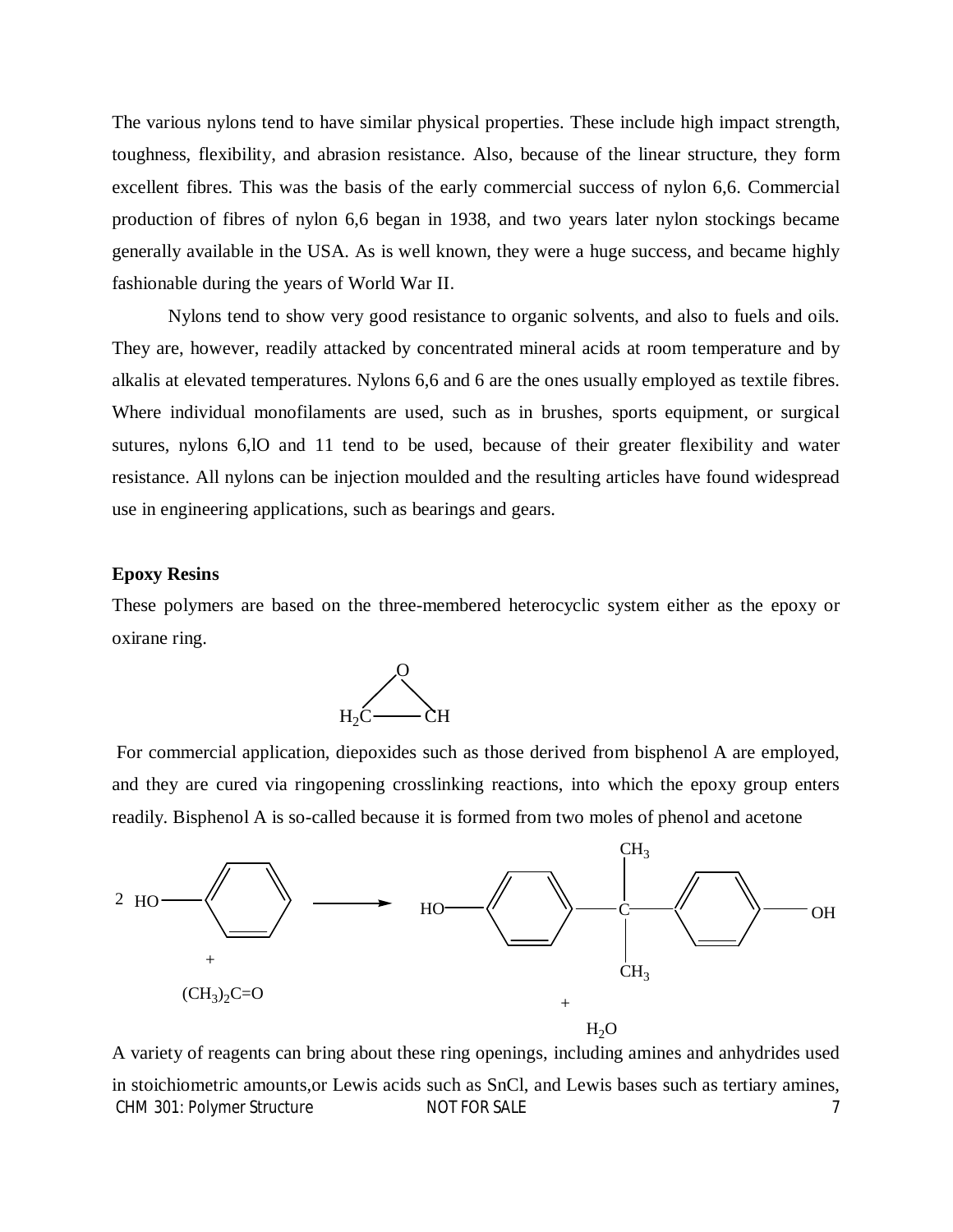The various nylons tend to have similar physical properties. These include high impact strength, toughness, flexibility, and abrasion resistance. Also, because of the linear structure, they form excellent fibres. This was the basis of the early commercial success of nylon 6,6. Commercial production of fibres of nylon 6,6 began in 1938, and two years later nylon stockings became generally available in the USA. As is well known, they were a huge success, and became highly fashionable during the years of World War II.

Nylons tend to show very good resistance to organic solvents, and also to fuels and oils. They are, however, readily attacked by concentrated mineral acids at room temperature and by alkalis at elevated temperatures. Nylons 6,6 and 6 are the ones usually employed as textile fibres. Where individual monofilaments are used, such as in brushes, sports equipment, or surgical sutures, nylons 6,lO and 11 tend to be used, because of their greater flexibility and water resistance. All nylons can be injection moulded and the resulting articles have found widespread use in engineering applications, such as bearings and gears.

**Epoxy Resins**

These polymers are based on the three-membered heterocyclic system either as the epoxy or oxirane ring.

O

$H_2C$ —— CH

For commercial application, diepoxides such as those derived from bisphenol A are employed, and they are cured via ringopening crosslinking reactions, into which the epoxy group enters readily. Bisphenol A is so-called because it is formed from two moles of phenol and acetone

2 HO—$C_6H_5$ + $(CH_3)_2C{=}O$ ⟶ HO—$C_6H_4$—$C(CH_3)_2$—$C_6H_4$—OH + $H_2O$

A variety of reagents can bring about these ring openings, including amines and anhydrides used in stoichiometric amounts,or Lewis acids such as SnCl, and Lewis bases such as tertiary amines,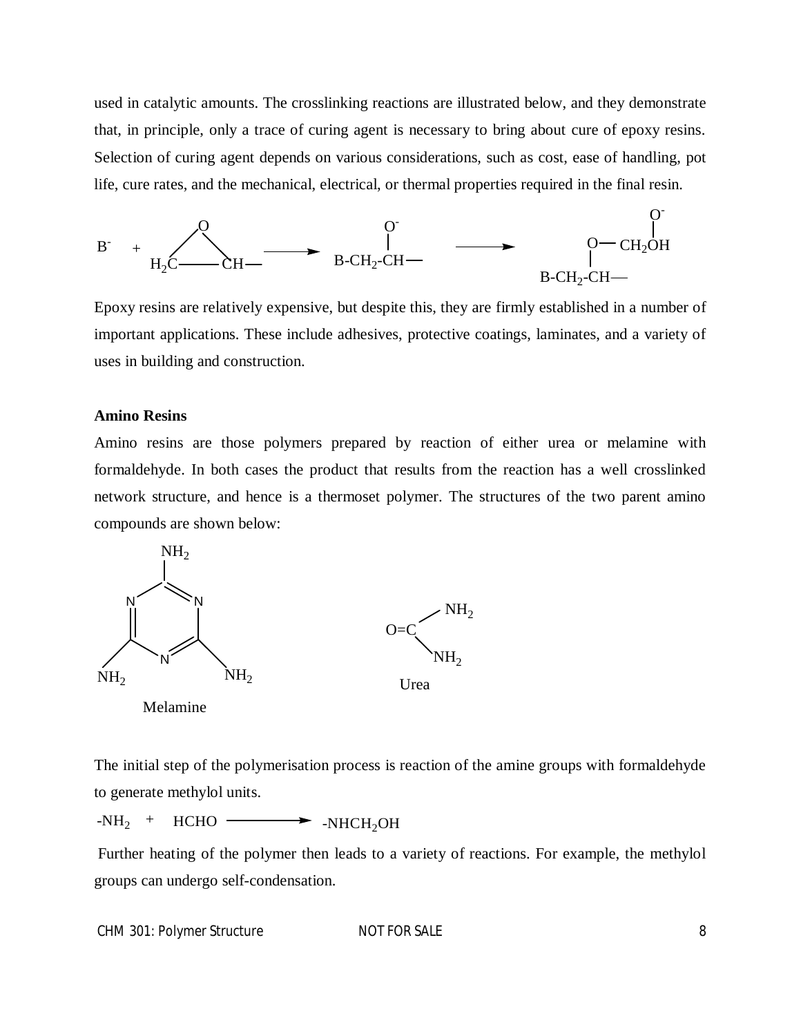used in catalytic amounts. The crosslinking reactions are illustrated below, and they demonstrate that, in principle, only a trace of curing agent is necessary to bring about cure of epoxy resins. Selection of curing agent depends on various considerations, such as cost, ease of handling, pot life, cure rates, and the mechanical, electrical, or thermal properties required in the final resin.

$$B^- + H_2C\overset{O}{\frown}CH- \longrightarrow B\text{-}CH_2\text{-}\underset{|}{\overset{O^-}{C}}H- \longrightarrow B\text{-}CH_2\text{-}CH(-O-CH_2O^-)-$$

Epoxy resins are relatively expensive, but despite this, they are firmly established in a number of important applications. These include adhesives, protective coatings, laminates, and a variety of uses in building and construction.

**Amino Resins**

Amino resins are those polymers prepared by reaction of either urea or melamine with formaldehyde. In both cases the product that results from the reaction has a well crosslinked network structure, and hence is a thermoset polymer. The structures of the two parent amino compounds are shown below:

Melamine

$O=C(NH_2)_2$

Urea

The initial step of the polymerisation process is reaction of the amine groups with formaldehyde to generate methylol units.

$$-NH_2 + HCHO \longrightarrow -NHCH_2OH$$

Further heating of the polymer then leads to a variety of reactions. For example, the methylol groups can undergo self-condensation.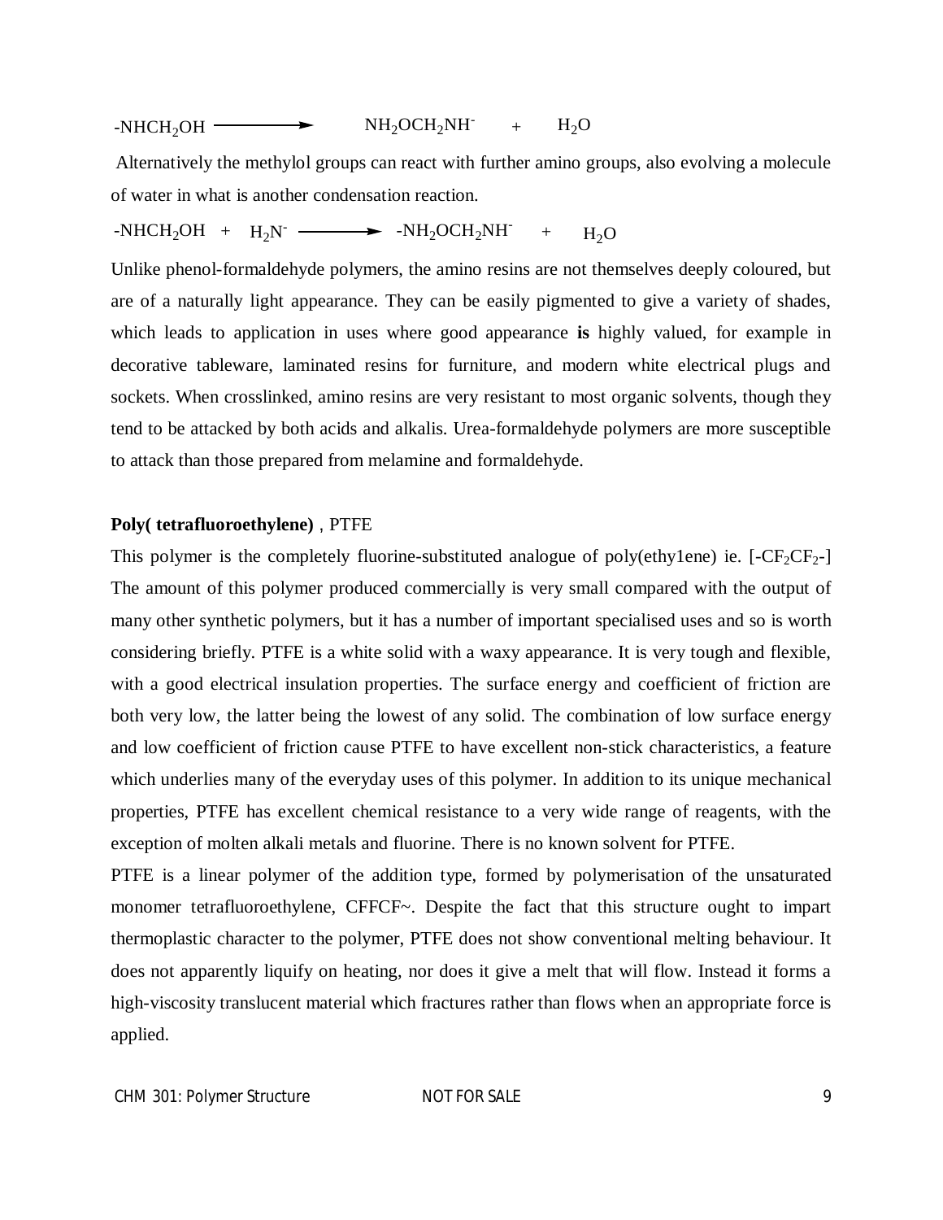$$-NHCH_2OH \longrightarrow NH_2OCH_2NH^- + H_2O$$

Alternatively the methylol groups can react with further amino groups, also evolving a molecule of water in what is another condensation reaction.

$$-NHCH_2OH + H_2N^- \longrightarrow -NH_2OCH_2NH^- + H_2O$$

Unlike phenol-formaldehyde polymers, the amino resins are not themselves deeply coloured, but are of a naturally light appearance. They can be easily pigmented to give a variety of shades, which leads to application in uses where good appearance **is** highly valued, for example in decorative tableware, laminated resins for furniture, and modern white electrical plugs and sockets. When crosslinked, amino resins are very resistant to most organic solvents, though they tend to be attacked by both acids and alkalis. Urea-formaldehyde polymers are more susceptible to attack than those prepared from melamine and formaldehyde.

**Poly( tetrafluoroethylene)** , PTFE

This polymer is the completely fluorine-substituted analogue of poly(ethy1ene) ie. [$-CF_2CF_2-$] The amount of this polymer produced commercially is very small compared with the output of many other synthetic polymers, but it has a number of important specialised uses and so is worth considering briefly. PTFE is a white solid with a waxy appearance. It is very tough and flexible, with a good electrical insulation properties. The surface energy and coefficient of friction are both very low, the latter being the lowest of any solid. The combination of low surface energy and low coefficient of friction cause PTFE to have excellent non-stick characteristics, a feature which underlies many of the everyday uses of this polymer. In addition to its unique mechanical properties, PTFE has excellent chemical resistance to a very wide range of reagents, with the exception of molten alkali metals and fluorine. There is no known solvent for PTFE.

PTFE is a linear polymer of the addition type, formed by polymerisation of the unsaturated monomer tetrafluoroethylene, CFFCF~. Despite the fact that this structure ought to impart thermoplastic character to the polymer, PTFE does not show conventional melting behaviour. It does not apparently liquify on heating, nor does it give a melt that will flow. Instead it forms a high-viscosity translucent material which fractures rather than flows when an appropriate force is applied.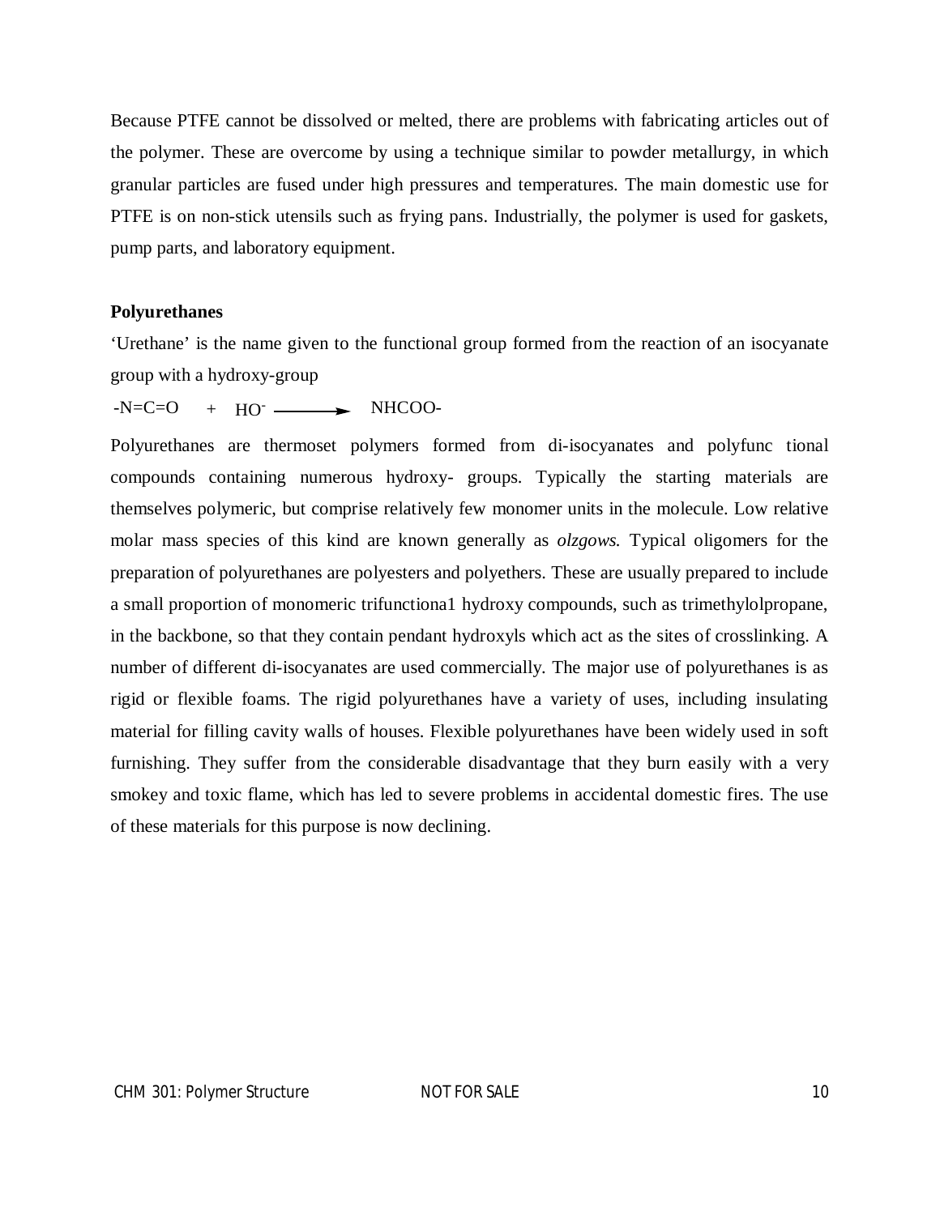Because PTFE cannot be dissolved or melted, there are problems with fabricating articles out of the polymer. These are overcome by using a technique similar to powder metallurgy, in which granular particles are fused under high pressures and temperatures. The main domestic use for PTFE is on non-stick utensils such as frying pans. Industrially, the polymer is used for gaskets, pump parts, and laboratory equipment.

**Polyurethanes**

'Urethane' is the name given to the functional group formed from the reaction of an isocyanate group with a hydroxy-group

$$\text{-N=C=O} \quad + \quad \text{HO}^{-} \longrightarrow \quad \text{NHCOO-}$$

Polyurethanes are thermoset polymers formed from di-isocyanates and polyfunc tional compounds containing numerous hydroxy- groups. Typically the starting materials are themselves polymeric, but comprise relatively few monomer units in the molecule. Low relative molar mass species of this kind are known generally as *olzgows.* Typical oligomers for the preparation of polyurethanes are polyesters and polyethers. These are usually prepared to include a small proportion of monomeric trifunctiona1 hydroxy compounds, such as trimethylolpropane, in the backbone, so that they contain pendant hydroxyls which act as the sites of crosslinking. A number of different di-isocyanates are used commercially. The major use of polyurethanes is as rigid or flexible foams. The rigid polyurethanes have a variety of uses, including insulating material for filling cavity walls of houses. Flexible polyurethanes have been widely used in soft furnishing. They suffer from the considerable disadvantage that they burn easily with a very smokey and toxic flame, which has led to severe problems in accidental domestic fires. The use of these materials for this purpose is now declining.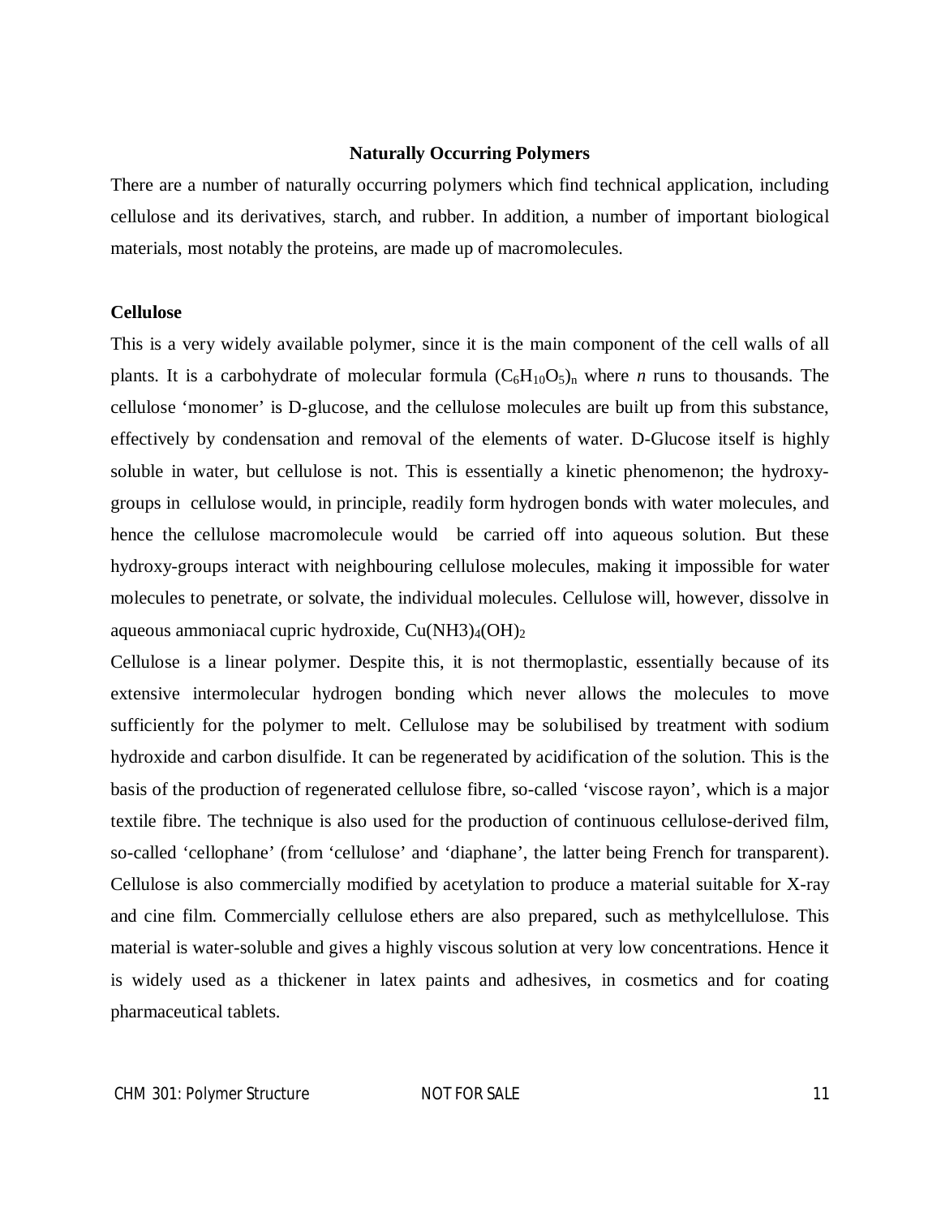## Naturally Occurring Polymers

There are a number of naturally occurring polymers which find technical application, including cellulose and its derivatives, starch, and rubber. In addition, a number of important biological materials, most notably the proteins, are made up of macromolecules.

### Cellulose

This is a very widely available polymer, since it is the main component of the cell walls of all plants. It is a carbohydrate of molecular formula $(C_6H_{10}O_5)_n$ where *n* runs to thousands. The cellulose 'monomer' is D-glucose, and the cellulose molecules are built up from this substance, effectively by condensation and removal of the elements of water. D-Glucose itself is highly soluble in water, but cellulose is not. This is essentially a kinetic phenomenon; the hydroxy-groups in cellulose would, in principle, readily form hydrogen bonds with water molecules, and hence the cellulose macromolecule would be carried off into aqueous solution. But these hydroxy-groups interact with neighbouring cellulose molecules, making it impossible for water molecules to penetrate, or solvate, the individual molecules. Cellulose will, however, dissolve in aqueous ammoniacal cupric hydroxide, $Cu(NH3)_4(OH)_2$

Cellulose is a linear polymer. Despite this, it is not thermoplastic, essentially because of its extensive intermolecular hydrogen bonding which never allows the molecules to move sufficiently for the polymer to melt. Cellulose may be solubilised by treatment with sodium hydroxide and carbon disulfide. It can be regenerated by acidification of the solution. This is the basis of the production of regenerated cellulose fibre, so-called 'viscose rayon', which is a major textile fibre. The technique is also used for the production of continuous cellulose-derived film, so-called 'cellophane' (from 'cellulose' and 'diaphane', the latter being French for transparent). Cellulose is also commercially modified by acetylation to produce a material suitable for X-ray and cine film. Commercially cellulose ethers are also prepared, such as methylcellulose. This material is water-soluble and gives a highly viscous solution at very low concentrations. Hence it is widely used as a thickener in latex paints and adhesives, in cosmetics and for coating pharmaceutical tablets.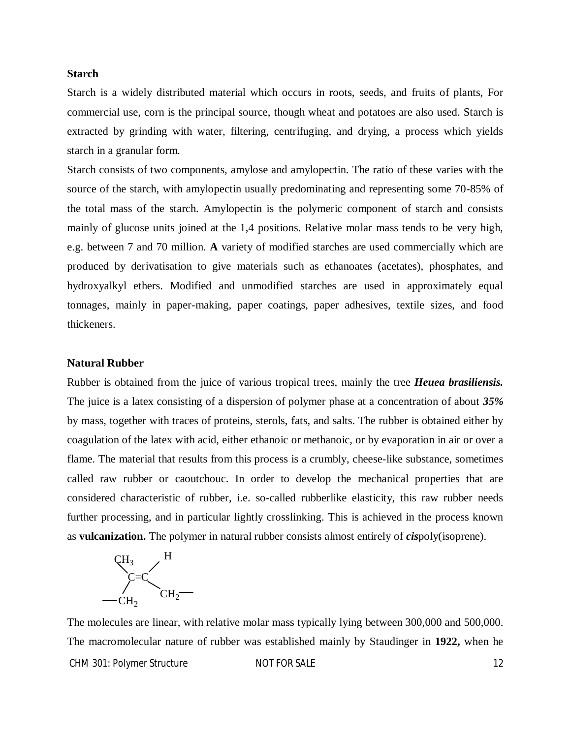**Starch**

Starch is a widely distributed material which occurs in roots, seeds, and fruits of plants, For commercial use, corn is the principal source, though wheat and potatoes are also used. Starch is extracted by grinding with water, filtering, centrifuging, and drying, a process which yields starch in a granular form.

Starch consists of two components, amylose and amylopectin. The ratio of these varies with the source of the starch, with amylopectin usually predominating and representing some 70-85% of the total mass of the starch. Amylopectin is the polymeric component of starch and consists mainly of glucose units joined at the 1,4 positions. Relative molar mass tends to be very high, e.g. between 7 and 70 million. **A** variety of modified starches are used commercially which are produced by derivatisation to give materials such as ethanoates (acetates), phosphates, and hydroxyalkyl ethers. Modified and unmodified starches are used in approximately equal tonnages, mainly in paper-making, paper coatings, paper adhesives, textile sizes, and food thickeners.

**Natural Rubber**

Rubber is obtained from the juice of various tropical trees, mainly the tree ***Heuea brasiliensis.*** The juice is a latex consisting of a dispersion of polymer phase at a concentration of about ***35%*** by mass, together with traces of proteins, sterols, fats, and salts. The rubber is obtained either by coagulation of the latex with acid, either ethanoic or methanoic, or by evaporation in air or over a flame. The material that results from this process is a crumbly, cheese-like substance, sometimes called raw rubber or caoutchouc. In order to develop the mechanical properties that are considered characteristic of rubber, i.e. so-called rubberlike elasticity, this raw rubber needs further processing, and in particular lightly crosslinking. This is achieved in the process known as **vulcanization.** The polymer in natural rubber consists almost entirely of ***cis***poly(isoprene).

```
 CH3      H
    \    /
     C=C
    /    \
—CH2      CH2—
```

The molecules are linear, with relative molar mass typically lying between 300,000 and 500,000. The macromolecular nature of rubber was established mainly by Staudinger in **1922,** when he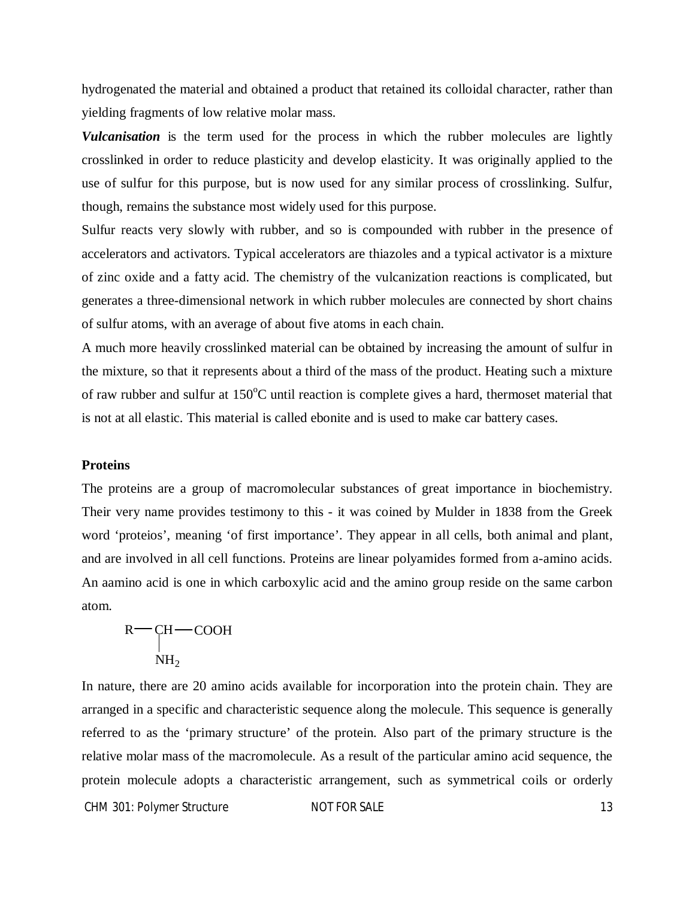hydrogenated the material and obtained a product that retained its colloidal character, rather than yielding fragments of low relative molar mass.

***Vulcanisation*** is the term used for the process in which the rubber molecules are lightly crosslinked in order to reduce plasticity and develop elasticity. It was originally applied to the use of sulfur for this purpose, but is now used for any similar process of crosslinking. Sulfur, though, remains the substance most widely used for this purpose.

Sulfur reacts very slowly with rubber, and so is compounded with rubber in the presence of accelerators and activators. Typical accelerators are thiazoles and a typical activator is a mixture of zinc oxide and a fatty acid. The chemistry of the vulcanization reactions is complicated, but generates a three-dimensional network in which rubber molecules are connected by short chains of sulfur atoms, with an average of about five atoms in each chain.

A much more heavily crosslinked material can be obtained by increasing the amount of sulfur in the mixture, so that it represents about a third of the mass of the product. Heating such a mixture of raw rubber and sulfur at $150^{o}C$ until reaction is complete gives a hard, thermoset material that is not at all elastic. This material is called ebonite and is used to make car battery cases.

**Proteins**

The proteins are a group of macromolecular substances of great importance in biochemistry. Their very name provides testimony to this - it was coined by Mulder in 1838 from the Greek word 'proteios', meaning 'of first importance'. They appear in all cells, both animal and plant, and are involved in all cell functions. Proteins are linear polyamides formed from a-amino acids. An aamino acid is one in which carboxylic acid and the amino group reside on the same carbon atom.

$$R—CH(NH_2)—COOH$$

In nature, there are 20 amino acids available for incorporation into the protein chain. They are arranged in a specific and characteristic sequence along the molecule. This sequence is generally referred to as the 'primary structure' of the protein. Also part of the primary structure is the relative molar mass of the macromolecule. As a result of the particular amino acid sequence, the protein molecule adopts a characteristic arrangement, such as symmetrical coils or orderly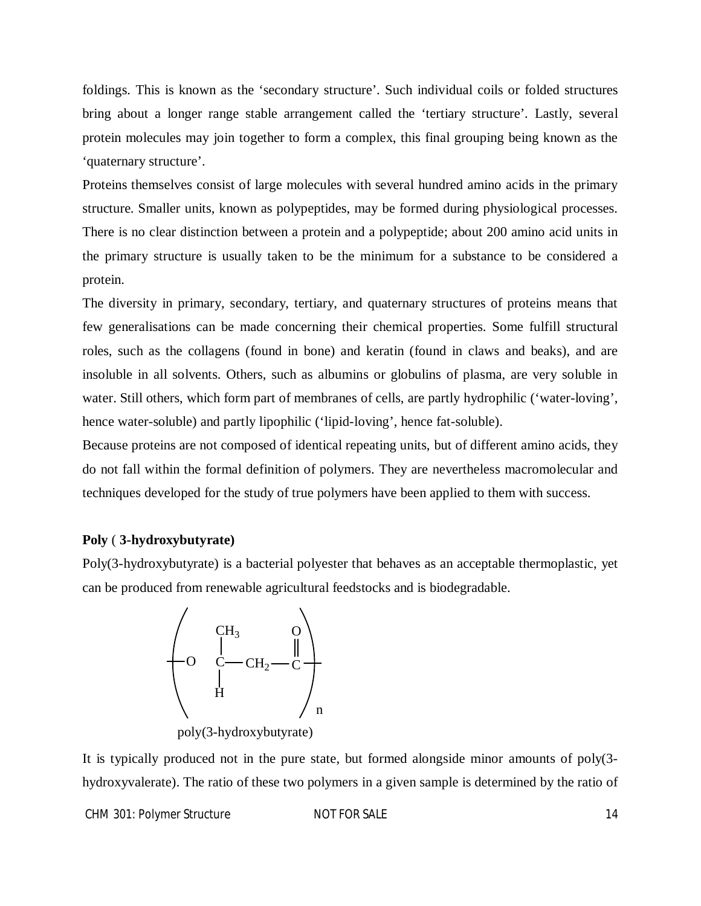foldings. This is known as the 'secondary structure'. Such individual coils or folded structures bring about a longer range stable arrangement called the 'tertiary structure'. Lastly, several protein molecules may join together to form a complex, this final grouping being known as the 'quaternary structure'.

Proteins themselves consist of large molecules with several hundred amino acids in the primary structure. Smaller units, known as polypeptides, may be formed during physiological processes. There is no clear distinction between a protein and a polypeptide; about 200 amino acid units in the primary structure is usually taken to be the minimum for a substance to be considered a protein.

The diversity in primary, secondary, tertiary, and quaternary structures of proteins means that few generalisations can be made concerning their chemical properties. Some fulfill structural roles, such as the collagens (found in bone) and keratin (found in claws and beaks), and are insoluble in all solvents. Others, such as albumins or globulins of plasma, are very soluble in water. Still others, which form part of membranes of cells, are partly hydrophilic ('water-loving', hence water-soluble) and partly lipophilic ('lipid-loving', hence fat-soluble).

Because proteins are not composed of identical repeating units, but of different amino acids, they do not fall within the formal definition of polymers. They are nevertheless macromolecular and techniques developed for the study of true polymers have been applied to them with success.

**Poly ( 3-hydroxybutyrate)**

Poly(3-hydroxybutyrate) is a bacterial polyester that behaves as an acceptable thermoplastic, yet can be produced from renewable agricultural feedstocks and is biodegradable.

$$\left[ O - \underset{H}{\overset{CH_3}{\underset{|}{\overset{|}{C}}}} - CH_2 - \overset{O}{\overset{\|}{C}} \right]_n$$

poly(3-hydroxybutyrate)

It is typically produced not in the pure state, but formed alongside minor amounts of poly(3-hydroxyvalerate). The ratio of these two polymers in a given sample is determined by the ratio of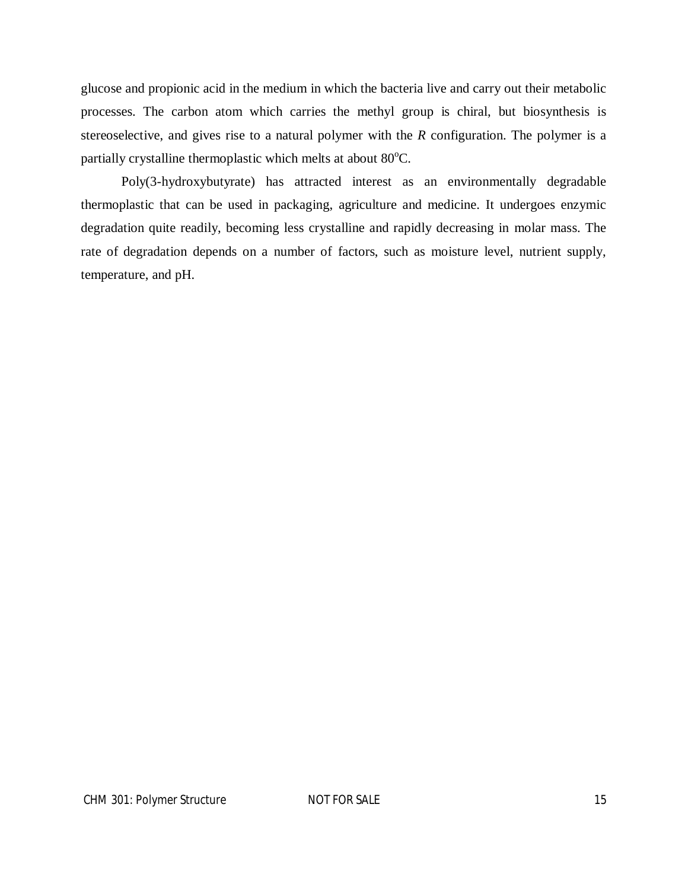glucose and propionic acid in the medium in which the bacteria live and carry out their metabolic processes. The carbon atom which carries the methyl group is chiral, but biosynthesis is stereoselective, and gives rise to a natural polymer with the *R* configuration. The polymer is a partially crystalline thermoplastic which melts at about $80^{o}C$.

Poly(3-hydroxybutyrate) has attracted interest as an environmentally degradable thermoplastic that can be used in packaging, agriculture and medicine. It undergoes enzymic degradation quite readily, becoming less crystalline and rapidly decreasing in molar mass. The rate of degradation depends on a number of factors, such as moisture level, nutrient supply, temperature, and pH.